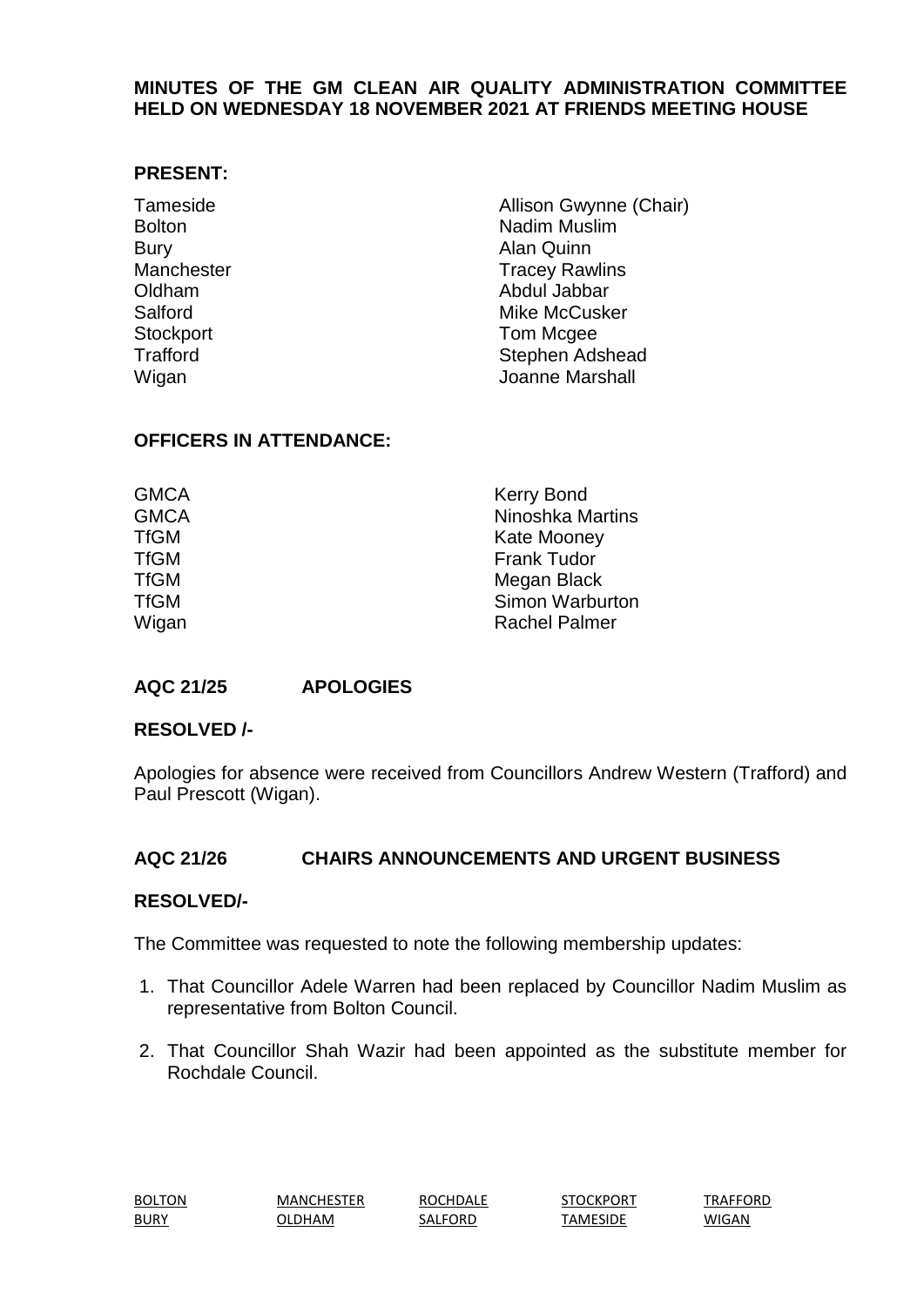**MINUTES OF THE GM CLEAN AIR QUALITY ADMINISTRATION COMMITTEE HELD ON WEDNESDAY 18 NOVEMBER 2021 AT FRIENDS MEETING HOUSE**

**PRESENT:**

| | |
|---|---|
| Tameside | Allison Gwynne (Chair) |
| Bolton | Nadim Muslim |
| Bury | Alan Quinn |
| Manchester | Tracey Rawlins |
| Oldham | Abdul Jabbar |
| Salford | Mike McCusker |
| Stockport | Tom Mcgee |
| Trafford | Stephen Adshead |
| Wigan | Joanne Marshall |

**OFFICERS IN ATTENDANCE:**

| | |
|---|---|
| GMCA | Kerry Bond |
| GMCA | Ninoshka Martins |
| TfGM | Kate Mooney |
| TfGM | Frank Tudor |
| TfGM | Megan Black |
| TfGM | Simon Warburton |
| Wigan | Rachel Palmer |

**AQC 21/25 APOLOGIES**

**RESOLVED /-**

Apologies for absence were received from Councillors Andrew Western (Trafford) and Paul Prescott (Wigan).

**AQC 21/26 CHAIRS ANNOUNCEMENTS AND URGENT BUSINESS**

**RESOLVED/-**

The Committee was requested to note the following membership updates:

1. That Councillor Adele Warren had been replaced by Councillor Nadim Muslim as representative from Bolton Council.

2. That Councillor Shah Wazir had been appointed as the substitute member for Rochdale Council.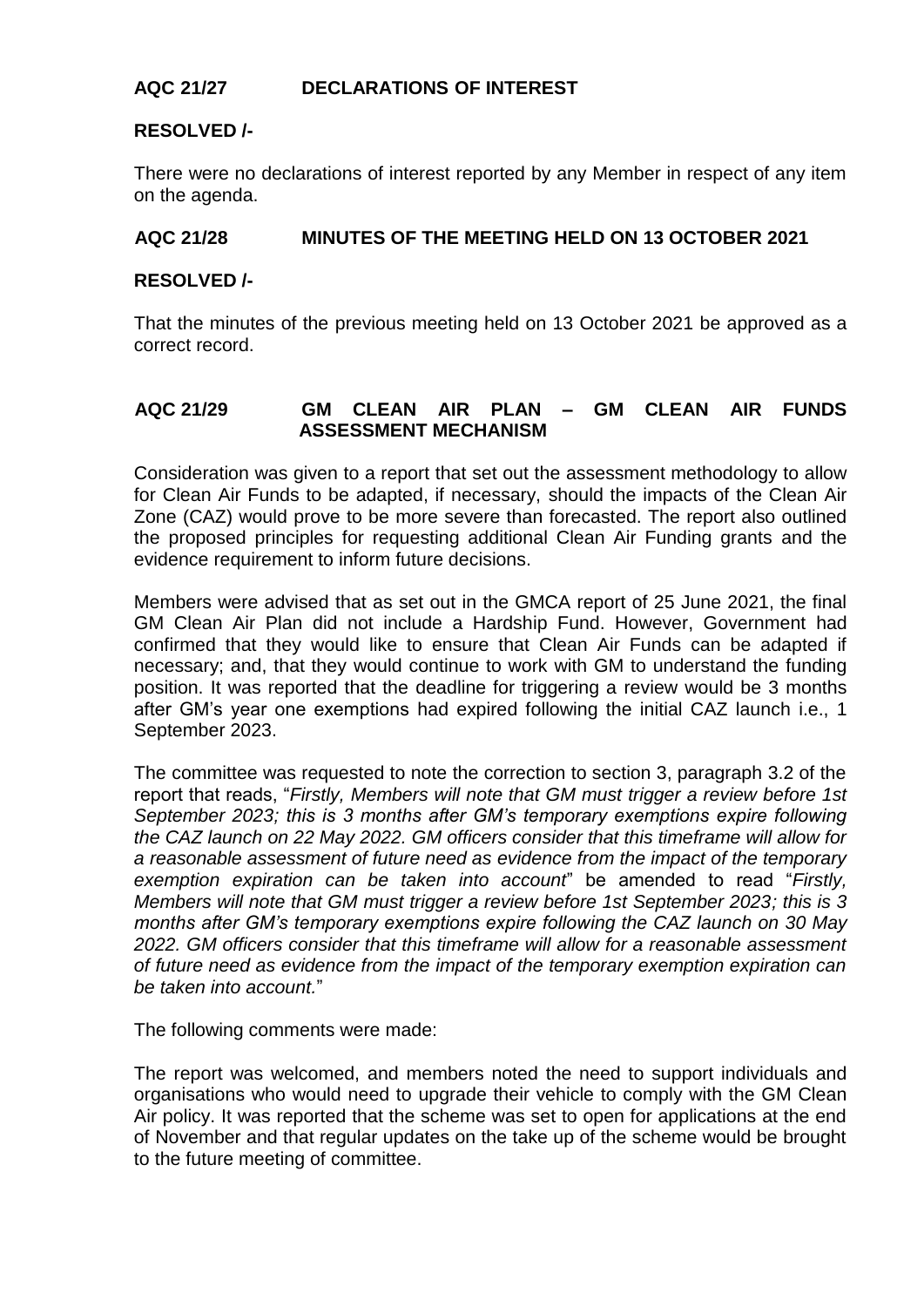## AQC 21/27 DECLARATIONS OF INTEREST

**RESOLVED /-**

There were no declarations of interest reported by any Member in respect of any item on the agenda.

## AQC 21/28 MINUTES OF THE MEETING HELD ON 13 OCTOBER 2021

**RESOLVED /-**

That the minutes of the previous meeting held on 13 October 2021 be approved as a correct record.

## AQC 21/29 GM CLEAN AIR PLAN – GM CLEAN AIR FUNDS ASSESSMENT MECHANISM

Consideration was given to a report that set out the assessment methodology to allow for Clean Air Funds to be adapted, if necessary, should the impacts of the Clean Air Zone (CAZ) would prove to be more severe than forecasted. The report also outlined the proposed principles for requesting additional Clean Air Funding grants and the evidence requirement to inform future decisions.

Members were advised that as set out in the GMCA report of 25 June 2021, the final GM Clean Air Plan did not include a Hardship Fund. However, Government had confirmed that they would like to ensure that Clean Air Funds can be adapted if necessary; and, that they would continue to work with GM to understand the funding position. It was reported that the deadline for triggering a review would be 3 months after GM's year one exemptions had expired following the initial CAZ launch i.e., 1 September 2023.

The committee was requested to note the correction to section 3, paragraph 3.2 of the report that reads, "*Firstly, Members will note that GM must trigger a review before 1st September 2023; this is 3 months after GM's temporary exemptions expire following the CAZ launch on 22 May 2022. GM officers consider that this timeframe will allow for a reasonable assessment of future need as evidence from the impact of the temporary exemption expiration can be taken into account*" be amended to read "*Firstly, Members will note that GM must trigger a review before 1st September 2023; this is 3 months after GM's temporary exemptions expire following the CAZ launch on 30 May 2022. GM officers consider that this timeframe will allow for a reasonable assessment of future need as evidence from the impact of the temporary exemption expiration can be taken into account.*"

The following comments were made:

The report was welcomed, and members noted the need to support individuals and organisations who would need to upgrade their vehicle to comply with the GM Clean Air policy. It was reported that the scheme was set to open for applications at the end of November and that regular updates on the take up of the scheme would be brought to the future meeting of committee.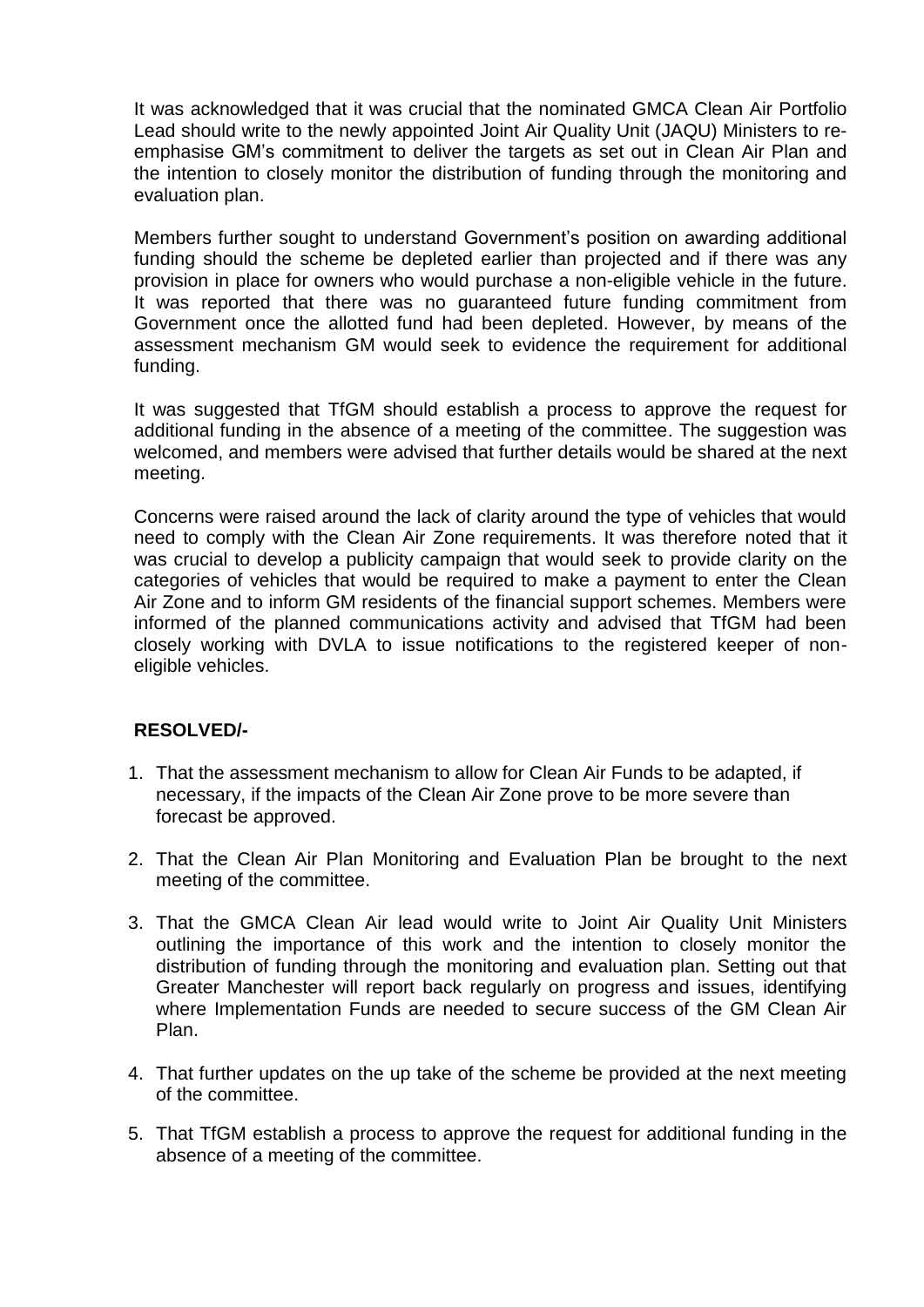It was acknowledged that it was crucial that the nominated GMCA Clean Air Portfolio Lead should write to the newly appointed Joint Air Quality Unit (JAQU) Ministers to re-emphasise GM's commitment to deliver the targets as set out in Clean Air Plan and the intention to closely monitor the distribution of funding through the monitoring and evaluation plan.

Members further sought to understand Government's position on awarding additional funding should the scheme be depleted earlier than projected and if there was any provision in place for owners who would purchase a non-eligible vehicle in the future. It was reported that there was no guaranteed future funding commitment from Government once the allotted fund had been depleted. However, by means of the assessment mechanism GM would seek to evidence the requirement for additional funding.

It was suggested that TfGM should establish a process to approve the request for additional funding in the absence of a meeting of the committee. The suggestion was welcomed, and members were advised that further details would be shared at the next meeting.

Concerns were raised around the lack of clarity around the type of vehicles that would need to comply with the Clean Air Zone requirements. It was therefore noted that it was crucial to develop a publicity campaign that would seek to provide clarity on the categories of vehicles that would be required to make a payment to enter the Clean Air Zone and to inform GM residents of the financial support schemes. Members were informed of the planned communications activity and advised that TfGM had been closely working with DVLA to issue notifications to the registered keeper of non-eligible vehicles.

**RESOLVED/-**

1. That the assessment mechanism to allow for Clean Air Funds to be adapted, if necessary, if the impacts of the Clean Air Zone prove to be more severe than forecast be approved.
2. That the Clean Air Plan Monitoring and Evaluation Plan be brought to the next meeting of the committee.
3. That the GMCA Clean Air lead would write to Joint Air Quality Unit Ministers outlining the importance of this work and the intention to closely monitor the distribution of funding through the monitoring and evaluation plan. Setting out that Greater Manchester will report back regularly on progress and issues, identifying where Implementation Funds are needed to secure success of the GM Clean Air Plan.
4. That further updates on the up take of the scheme be provided at the next meeting of the committee.
5. That TfGM establish a process to approve the request for additional funding in the absence of a meeting of the committee.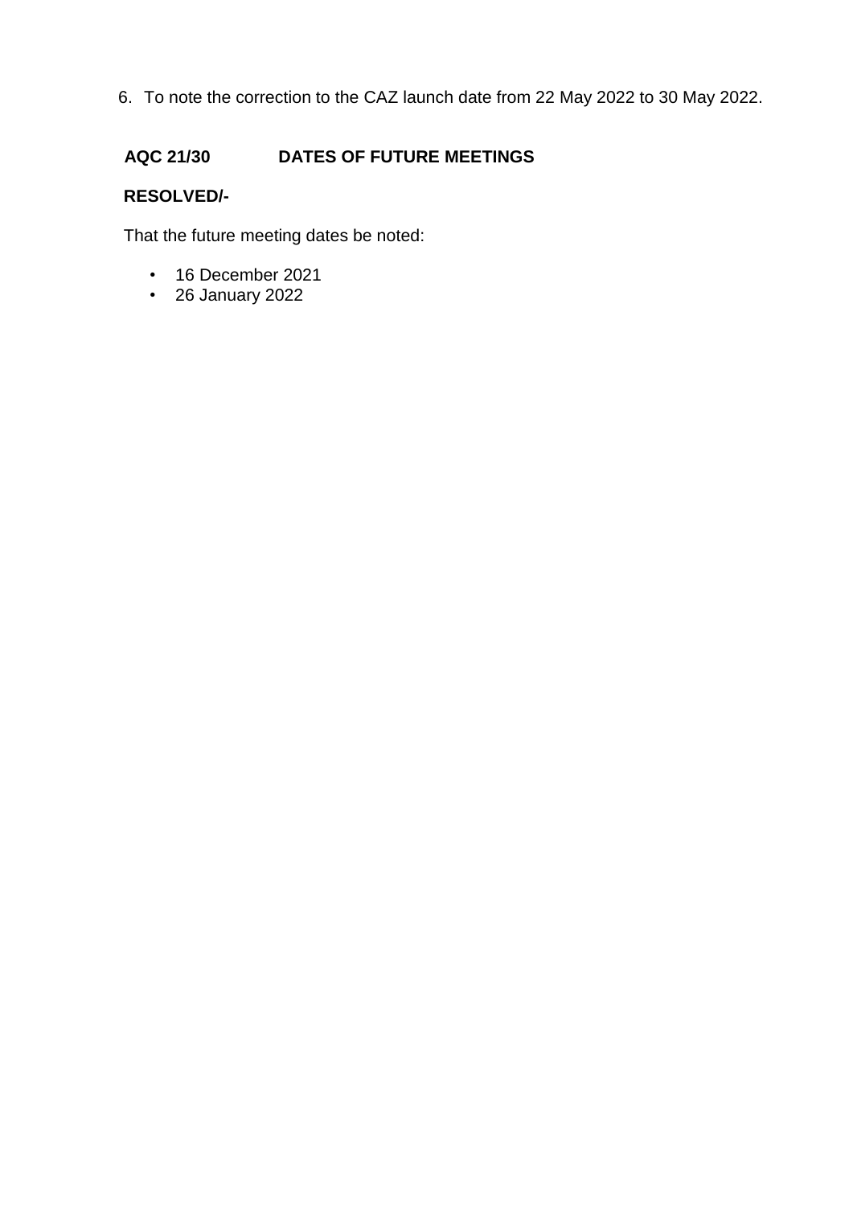6. To note the correction to the CAZ launch date from 22 May 2022 to 30 May 2022.

**AQC 21/30 DATES OF FUTURE MEETINGS**

**RESOLVED/-**

That the future meeting dates be noted:

- 16 December 2021
- 26 January 2022